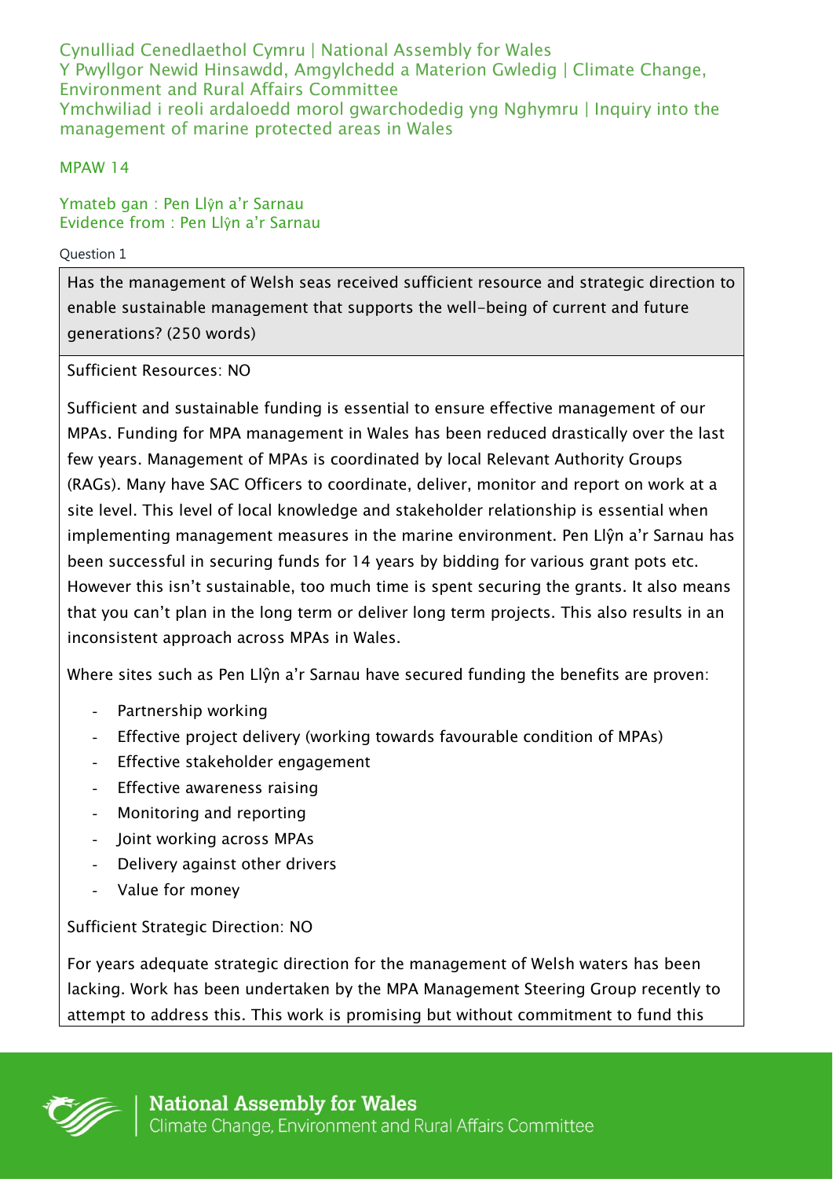Cynulliad Cenedlaethol Cymru | National Assembly for Wales
Y Pwyllgor Newid Hinsawdd, Amgylchedd a Materion Gwledig | Climate Change, Environment and Rural Affairs Committee
Ymchwiliad i reoli ardaloedd morol gwarchodedig yng Nghymru | Inquiry into the management of marine protected areas in Wales

MPAW 14

Ymateb gan : Pen Llŷn a'r Sarnau
Evidence from : Pen Llŷn a'r Sarnau

Question 1

**Has the management of Welsh seas received sufficient resource and strategic direction to enable sustainable management that supports the well-being of current and future generations? (250 words)**

Sufficient Resources: NO

Sufficient and sustainable funding is essential to ensure effective management of our MPAs. Funding for MPA management in Wales has been reduced drastically over the last few years. Management of MPAs is coordinated by local Relevant Authority Groups (RAGs). Many have SAC Officers to coordinate, deliver, monitor and report on work at a site level. This level of local knowledge and stakeholder relationship is essential when implementing management measures in the marine environment. Pen Llŷn a'r Sarnau has been successful in securing funds for 14 years by bidding for various grant pots etc. However this isn't sustainable, too much time is spent securing the grants. It also means that you can't plan in the long term or deliver long term projects. This also results in an inconsistent approach across MPAs in Wales.

Where sites such as Pen Llŷn a'r Sarnau have secured funding the benefits are proven:

- Partnership working
- Effective project delivery (working towards favourable condition of MPAs)
- Effective stakeholder engagement
- Effective awareness raising
- Monitoring and reporting
- Joint working across MPAs
- Delivery against other drivers
- Value for money

Sufficient Strategic Direction: NO

For years adequate strategic direction for the management of Welsh waters has been lacking. Work has been undertaken by the MPA Management Steering Group recently to attempt to address this. This work is promising but without commitment to fund this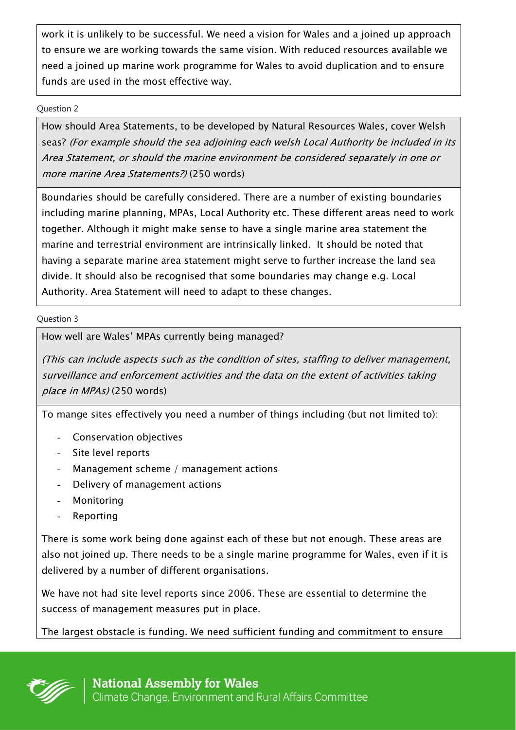work it is unlikely to be successful. We need a vision for Wales and a joined up approach to ensure we are working towards the same vision. With reduced resources available we need a joined up marine work programme for Wales to avoid duplication and to ensure funds are used in the most effective way.

Question 2

How should Area Statements, to be developed by Natural Resources Wales, cover Welsh seas? *(For example should the sea adjoining each welsh Local Authority be included in its Area Statement, or should the marine environment be considered separately in one or more marine Area Statements?)* (250 words)

Boundaries should be carefully considered. There are a number of existing boundaries including marine planning, MPAs, Local Authority etc. These different areas need to work together. Although it might make sense to have a single marine area statement the marine and terrestrial environment are intrinsically linked. It should be noted that having a separate marine area statement might serve to further increase the land sea divide. It should also be recognised that some boundaries may change e.g. Local Authority. Area Statement will need to adapt to these changes.

Question 3

How well are Wales' MPAs currently being managed?

*(This can include aspects such as the condition of sites, staffing to deliver management, surveillance and enforcement activities and the data on the extent of activities taking place in MPAs)* (250 words)

To mange sites effectively you need a number of things including (but not limited to):

- Conservation objectives
- Site level reports
- Management scheme / management actions
- Delivery of management actions
- Monitoring
- Reporting

There is some work being done against each of these but not enough. These areas are also not joined up. There needs to be a single marine programme for Wales, even if it is delivered by a number of different organisations.

We have not had site level reports since 2006. These are essential to determine the success of management measures put in place.

The largest obstacle is funding. We need sufficient funding and commitment to ensure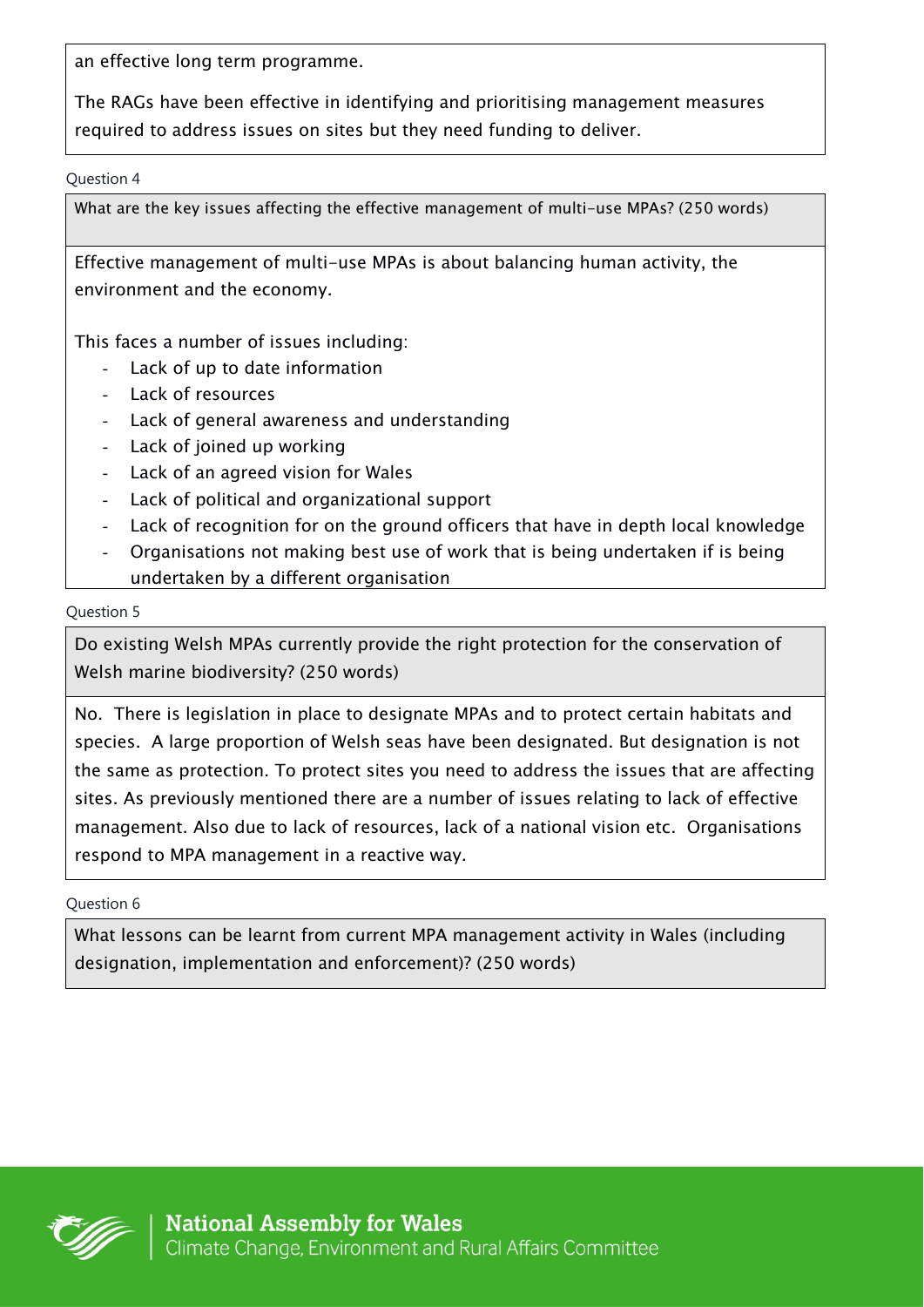an effective long term programme.

The RAGs have been effective in identifying and prioritising management measures required to address issues on sites but they need funding to deliver.

Question 4

What are the key issues affecting the effective management of multi-use MPAs? (250 words)

Effective management of multi-use MPAs is about balancing human activity, the environment and the economy.

This faces a number of issues including:

- Lack of up to date information
- Lack of resources
- Lack of general awareness and understanding
- Lack of joined up working
- Lack of an agreed vision for Wales
- Lack of political and organizational support
- Lack of recognition for on the ground officers that have in depth local knowledge
- Organisations not making best use of work that is being undertaken if is being undertaken by a different organisation

Question 5

Do existing Welsh MPAs currently provide the right protection for the conservation of Welsh marine biodiversity? (250 words)

No. There is legislation in place to designate MPAs and to protect certain habitats and species. A large proportion of Welsh seas have been designated. But designation is not the same as protection. To protect sites you need to address the issues that are affecting sites. As previously mentioned there are a number of issues relating to lack of effective management. Also due to lack of resources, lack of a national vision etc. Organisations respond to MPA management in a reactive way.

Question 6

What lessons can be learnt from current MPA management activity in Wales (including designation, implementation and enforcement)? (250 words)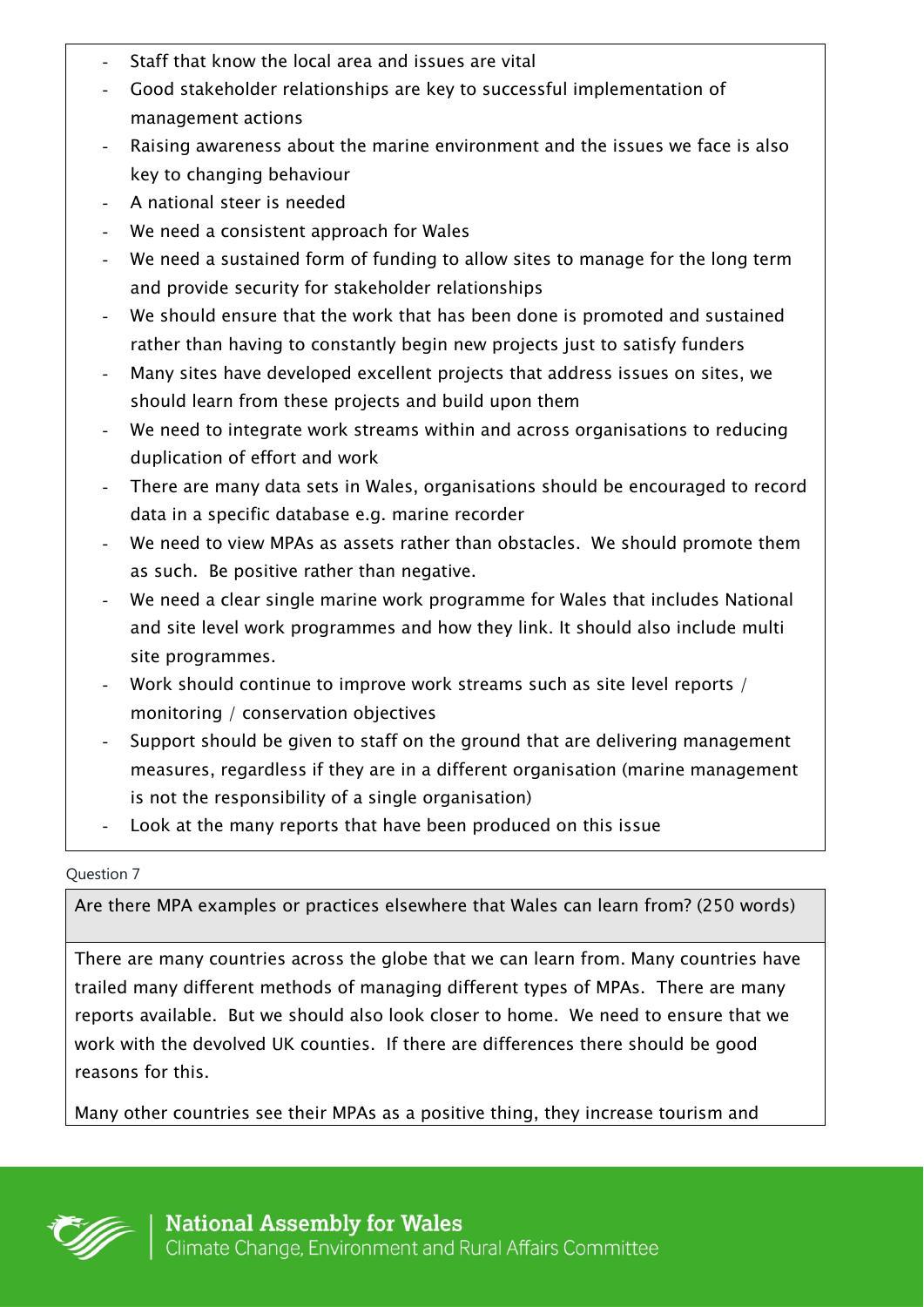- Staff that know the local area and issues are vital
- Good stakeholder relationships are key to successful implementation of management actions
- Raising awareness about the marine environment and the issues we face is also key to changing behaviour
- A national steer is needed
- We need a consistent approach for Wales
- We need a sustained form of funding to allow sites to manage for the long term and provide security for stakeholder relationships
- We should ensure that the work that has been done is promoted and sustained rather than having to constantly begin new projects just to satisfy funders
- Many sites have developed excellent projects that address issues on sites, we should learn from these projects and build upon them
- We need to integrate work streams within and across organisations to reducing duplication of effort and work
- There are many data sets in Wales, organisations should be encouraged to record data in a specific database e.g. marine recorder
- We need to view MPAs as assets rather than obstacles. We should promote them as such. Be positive rather than negative.
- We need a clear single marine work programme for Wales that includes National and site level work programmes and how they link. It should also include multi site programmes.
- Work should continue to improve work streams such as site level reports / monitoring / conservation objectives
- Support should be given to staff on the ground that are delivering management measures, regardless if they are in a different organisation (marine management is not the responsibility of a single organisation)
- Look at the many reports that have been produced on this issue

Question 7

| Are there MPA examples or practices elsewhere that Wales can learn from? (250 words) |
|---|
| There are many countries across the globe that we can learn from. Many countries have trailed many different methods of managing different types of MPAs. There are many reports available. But we should also look closer to home. We need to ensure that we work with the devolved UK counties. If there are differences there should be good reasons for this.<br><br>Many other countries see their MPAs as a positive thing, they increase tourism and |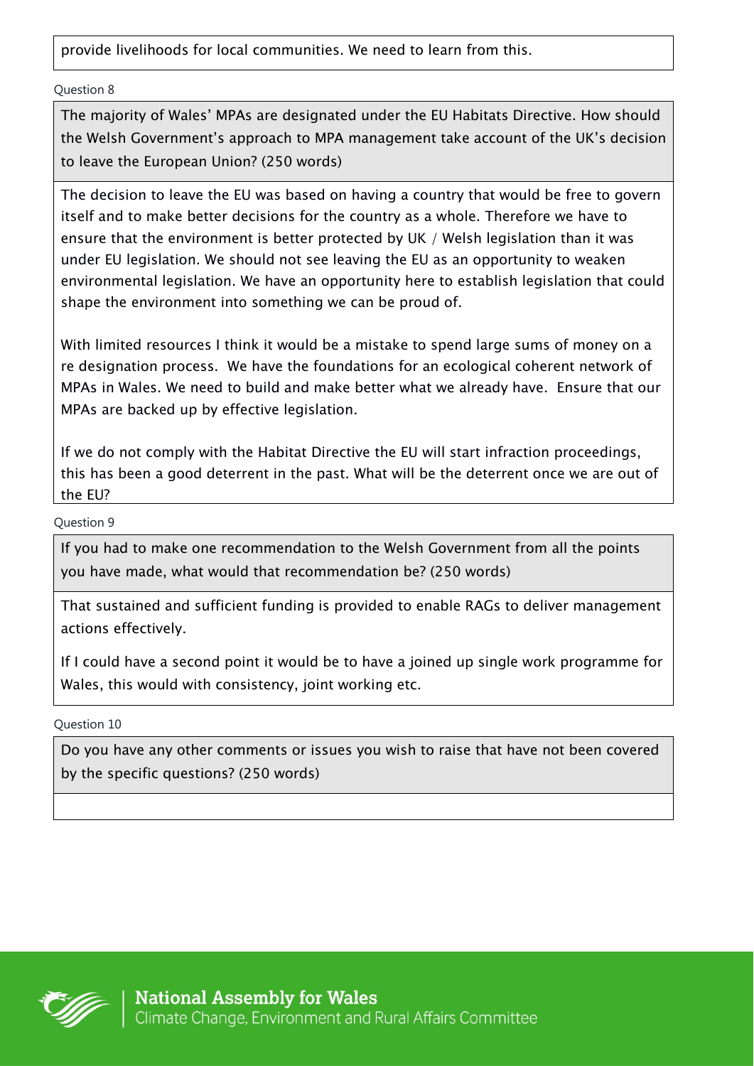provide livelihoods for local communities. We need to learn from this.

Question 8

**The majority of Wales' MPAs are designated under the EU Habitats Directive. How should the Welsh Government's approach to MPA management take account of the UK's decision to leave the European Union? (250 words)**

The decision to leave the EU was based on having a country that would be free to govern itself and to make better decisions for the country as a whole. Therefore we have to ensure that the environment is better protected by UK / Welsh legislation than it was under EU legislation. We should not see leaving the EU as an opportunity to weaken environmental legislation. We have an opportunity here to establish legislation that could shape the environment into something we can be proud of.

With limited resources I think it would be a mistake to spend large sums of money on a re designation process. We have the foundations for an ecological coherent network of MPAs in Wales. We need to build and make better what we already have. Ensure that our MPAs are backed up by effective legislation.

If we do not comply with the Habitat Directive the EU will start infraction proceedings, this has been a good deterrent in the past. What will be the deterrent once we are out of the EU?

Question 9

**If you had to make one recommendation to the Welsh Government from all the points you have made, what would that recommendation be? (250 words)**

That sustained and sufficient funding is provided to enable RAGs to deliver management actions effectively.

If I could have a second point it would be to have a joined up single work programme for Wales, this would with consistency, joint working etc.

Question 10

**Do you have any other comments or issues you wish to raise that have not been covered by the specific questions? (250 words)**

National Assembly for Wales
Climate Change, Environment and Rural Affairs Committee